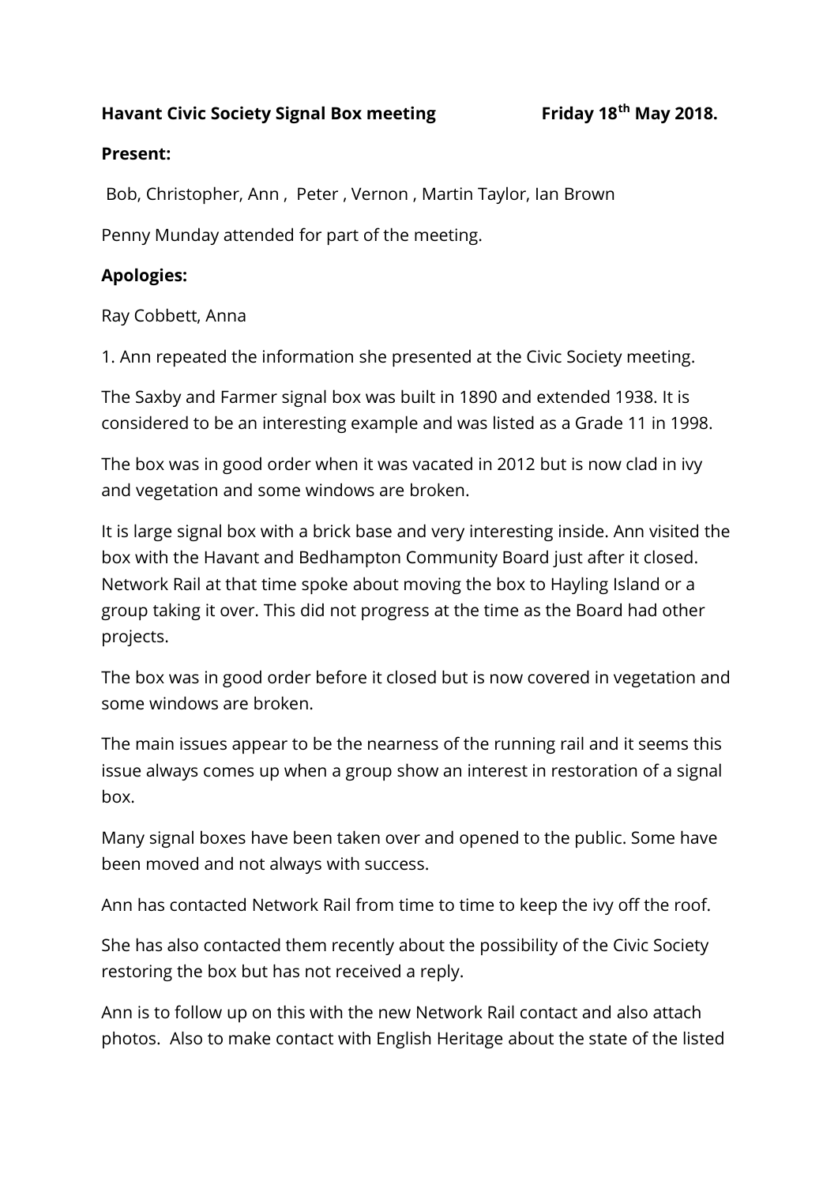**Havant Civic Society Signal Box meeting Friday 18th May 2018.**

**Present:**

Bob, Christopher, Ann , Peter , Vernon , Martin Taylor, Ian Brown

Penny Munday attended for part of the meeting.

**Apologies:**

Ray Cobbett, Anna

1. Ann repeated the information she presented at the Civic Society meeting.

The Saxby and Farmer signal box was built in 1890 and extended 1938. It is considered to be an interesting example and was listed as a Grade 11 in 1998.

The box was in good order when it was vacated in 2012 but is now clad in ivy and vegetation and some windows are broken.

It is large signal box with a brick base and very interesting inside. Ann visited the box with the Havant and Bedhampton Community Board just after it closed. Network Rail at that time spoke about moving the box to Hayling Island or a group taking it over. This did not progress at the time as the Board had other projects.

The box was in good order before it closed but is now covered in vegetation and some windows are broken.

The main issues appear to be the nearness of the running rail and it seems this issue always comes up when a group show an interest in restoration of a signal box.

Many signal boxes have been taken over and opened to the public. Some have been moved and not always with success.

Ann has contacted Network Rail from time to time to keep the ivy off the roof.

She has also contacted them recently about the possibility of the Civic Society restoring the box but has not received a reply.

Ann is to follow up on this with the new Network Rail contact and also attach photos. Also to make contact with English Heritage about the state of the listed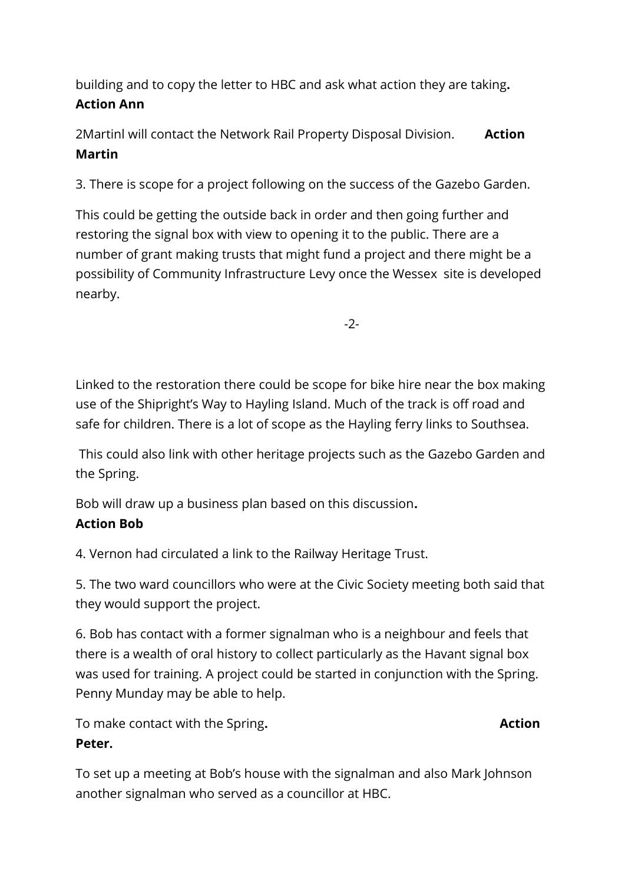building and to copy the letter to HBC and ask what action they are taking**.**
**Action Ann**

2Martinl will contact the Network Rail Property Disposal Division. **Action Martin**

3. There is scope for a project following on the success of the Gazebo Garden.

This could be getting the outside back in order and then going further and restoring the signal box with view to opening it to the public. There are a number of grant making trusts that might fund a project and there might be a possibility of Community Infrastructure Levy once the Wessex site is developed nearby.

Linked to the restoration there could be scope for bike hire near the box making use of the Shipright's Way to Hayling Island. Much of the track is off road and safe for children. There is a lot of scope as the Hayling ferry links to Southsea.

This could also link with other heritage projects such as the Gazebo Garden and the Spring.

Bob will draw up a business plan based on this discussion**.**
**Action Bob**

4. Vernon had circulated a link to the Railway Heritage Trust.

5. The two ward councillors who were at the Civic Society meeting both said that they would support the project.

6. Bob has contact with a former signalman who is a neighbour and feels that there is a wealth of oral history to collect particularly as the Havant signal box was used for training. A project could be started in conjunction with the Spring. Penny Munday may be able to help.

To make contact with the Spring**.** **Action Peter.**

To set up a meeting at Bob's house with the signalman and also Mark Johnson another signalman who served as a councillor at HBC.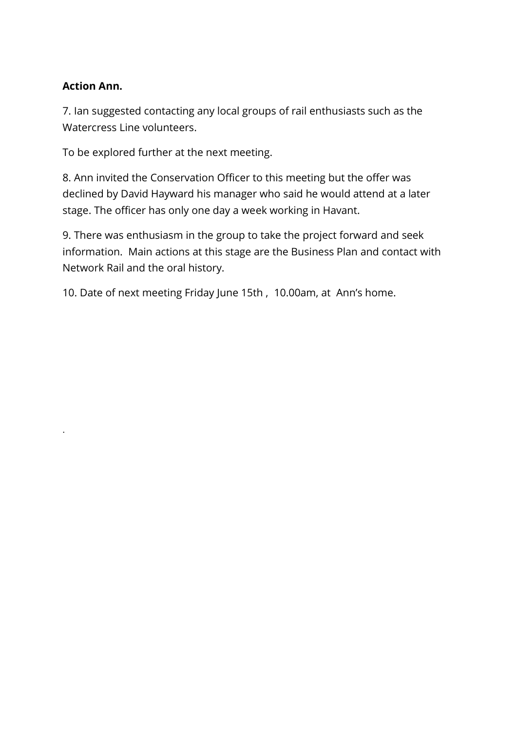**Action Ann.**

7. Ian suggested contacting any local groups of rail enthusiasts such as the Watercress Line volunteers.

To be explored further at the next meeting.

8. Ann invited the Conservation Officer to this meeting but the offer was declined by David Hayward his manager who said he would attend at a later stage. The officer has only one day a week working in Havant.

9. There was enthusiasm in the group to take the project forward and seek information.  Main actions at this stage are the Business Plan and contact with Network Rail and the oral history.

10. Date of next meeting Friday June 15th ,  10.00am, at  Ann's home.

.